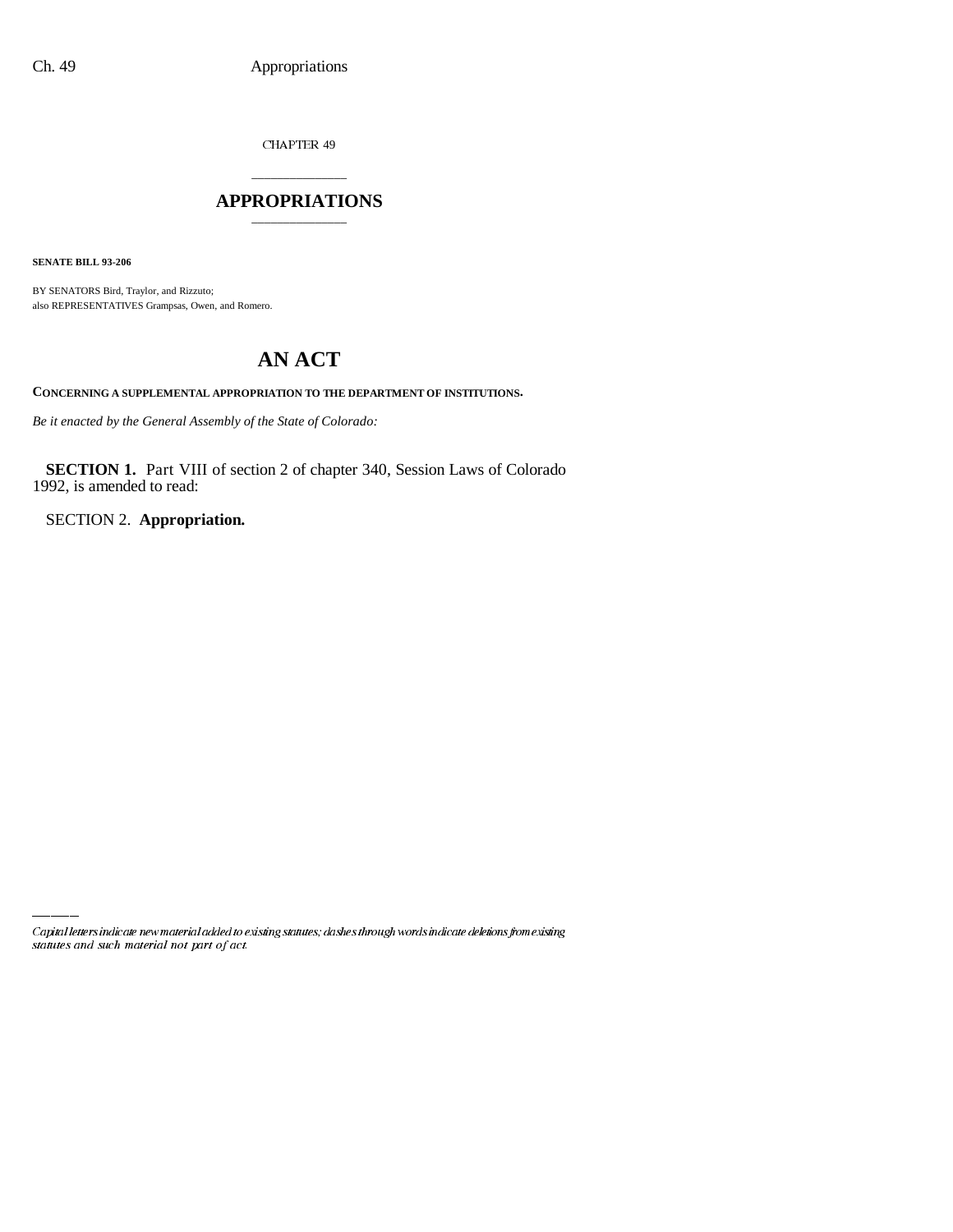CHAPTER 49

# APPROPRIATIONS

**SENATE BILL 93-206**

BY SENATORS Bird, Traylor, and Rizzuto;
also REPRESENTATIVES Grampsas, Owen, and Romero.

# AN ACT

**CONCERNING A SUPPLEMENTAL APPROPRIATION TO THE DEPARTMENT OF INSTITUTIONS.**

*Be it enacted by the General Assembly of the State of Colorado:*

**SECTION 1.** Part VIII of section 2 of chapter 340, Session Laws of Colorado 1992, is amended to read:

SECTION 2. **Appropriation.**

*Capital letters indicate new material added to existing statutes; dashes through words indicate deletions from existing statutes and such material not part of act.*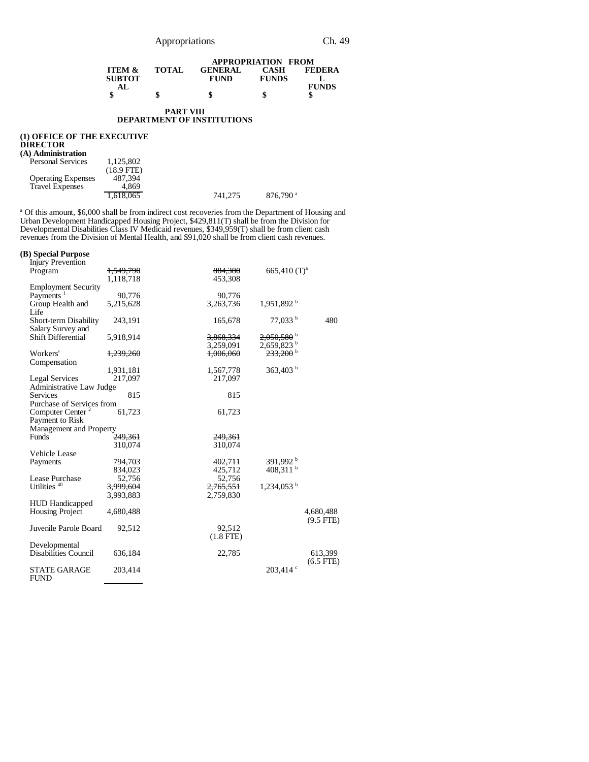| | ITEM & SUBTOTAL | TOTAL | GENERAL FUND | CASH FUNDS | FEDERAL FUNDS |
|---|---|---|---|---|---|
| | | | APPROPRIATION FROM | | |
| | $ | $ | $ | $ | $ |

## PART VIII
## DEPARTMENT OF INSTITUTIONS

### (1) OFFICE OF THE EXECUTIVE DIRECTOR

#### (A) Administration

| | ITEM & SUBTOTAL | TOTAL | GENERAL FUND | CASH FUNDS | FEDERAL FUNDS |
|---|---|---|---|---|---|
| Personal Services | 1,125,802 (18.9 FTE) | | | | |
| Operating Expenses | 487,394 | | | | |
| Travel Expenses | 4,869 | | | | |
| | 1,618,065 | | 741,275 | 876,790 [a] | |

[a] Of this amount, $6,000 shall be from indirect cost recoveries from the Department of Housing and Urban Development Handicapped Housing Project, $429,811(T) shall be from the Division for Developmental Disabilities Class IV Medicaid revenues, $349,959(T) shall be from client cash revenues from the Division of Mental Health, and $91,020 shall be from client cash revenues.

#### (B) Special Purpose

| | ITEM & SUBTOTAL | TOTAL | GENERAL FUND | CASH FUNDS | FEDERAL FUNDS |
|---|---|---|---|---|---|
| Injury Prevention Program | ~~1,549,790~~ 1,118,718 | | ~~884,380~~ 453,308 | 665,410 (T)[a] | |
| Employment Security Payments [1] | 90,776 | | 90,776 | | |
| Group Health and Life | 5,215,628 | | 3,263,736 | 1,951,892 [b] | |
| Short-term Disability | 243,191 | | 165,678 | 77,033 [b] | 480 |
| Salary Survey and Shift Differential | 5,918,914 | | ~~3,868,334~~ 3,259,091 | ~~2,050,580~~ [b] 2,659,823 [b] | |
| Workers' Compensation | ~~1,239,260~~ 1,931,181 | | ~~1,006,060~~ 1,567,778 | ~~233,200~~ [b] 363,403 [b] | |
| Legal Services | 217,097 | | 217,097 | | |
| Administrative Law Judge Services | 815 | | 815 | | |
| Purchase of Services from Computer Center [2] | 61,723 | | 61,723 | | |
| Payment to Risk Management and Property Funds | ~~249,361~~ 310,074 | | ~~249,361~~ 310,074 | | |
| Vehicle Lease Payments | ~~794,703~~ 834,023 | | ~~402,711~~ 425,712 | ~~391,992~~ [b] 408,311 [b] | |
| Lease Purchase | 52,756 | | 52,756 | | |
| Utilities [40] | ~~3,999,604~~ 3,993,883 | | ~~2,765,551~~ 2,759,830 | 1,234,053 [b] | |
| HUD Handicapped Housing Project | 4,680,488 | | | | 4,680,488 (9.5 FTE) |
| Juvenile Parole Board | 92,512 | | 92,512 (1.8 FTE) | | |
| Developmental Disabilities Council | 636,184 | | 22,785 | | 613,399 (6.5 FTE) |
| STATE GARAGE FUND | 203,414 | | | 203,414 [c] | |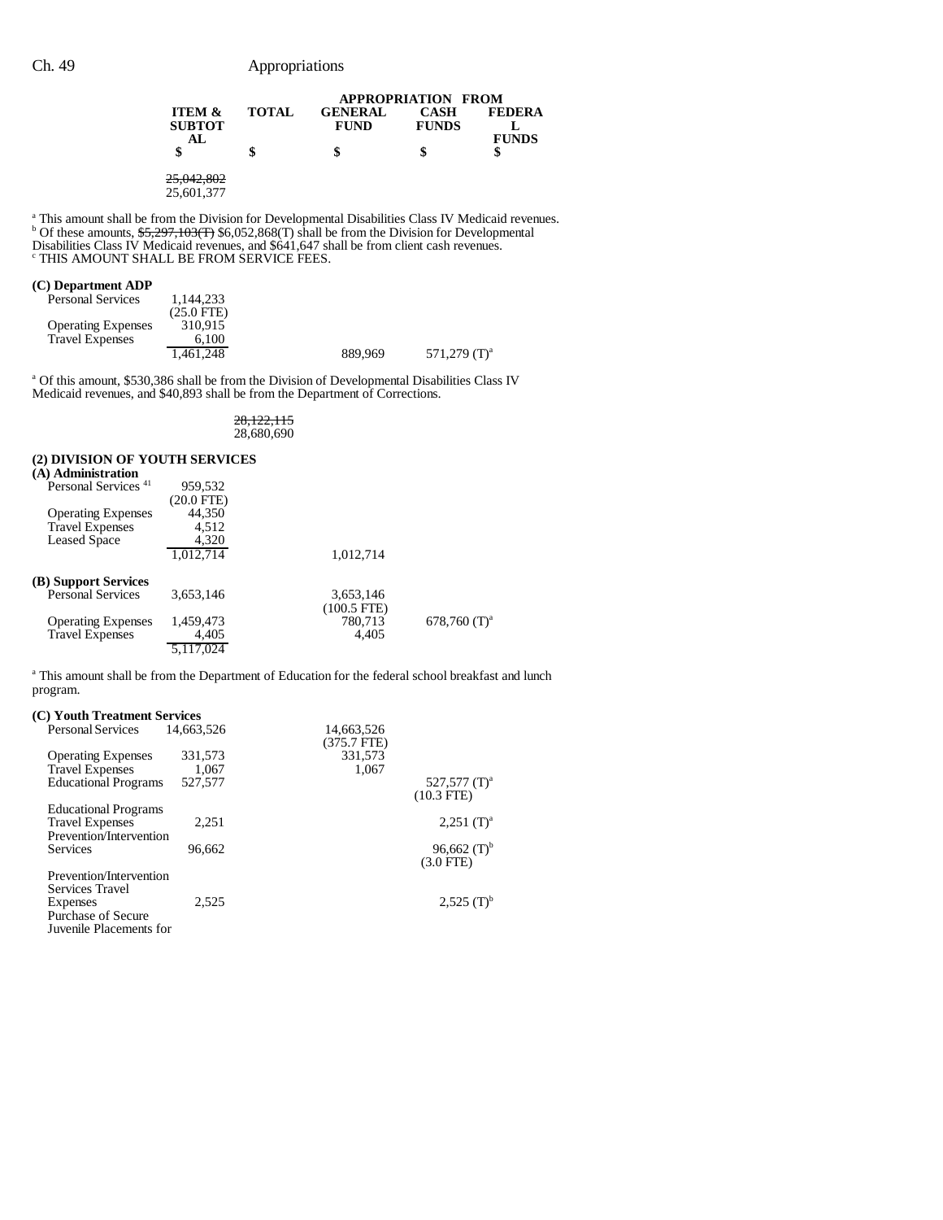| | ITEM & SUBTOTAL | TOTAL | APPROPRIATION FROM GENERAL FUND | CASH FUNDS | FEDERAL FUNDS |
|---|---|---|---|---|---|
| | $ | $ | $ | $ | $ |
| | ~~25,042,802~~ 25,601,377 | | | | |

[a] This amount shall be from the Division for Developmental Disabilities Class IV Medicaid revenues.
[b] Of these amounts, ~~$5,297,103(T)~~ $6,052,868(T) shall be from the Division for Developmental Disabilities Class IV Medicaid revenues, and $641,647 shall be from client cash revenues.
[c] THIS AMOUNT SHALL BE FROM SERVICE FEES.

**(C) Department ADP**

| | ITEM & SUBTOTAL | TOTAL | GENERAL FUND | CASH FUNDS | FEDERAL FUNDS |
|---|---|---|---|---|---|
| Personal Services | 1,144,233 (25.0 FTE) | | | | |
| Operating Expenses | 310,915 | | | | |
| Travel Expenses | 6,100 | | | | |
| | 1,461,248 | | 889,969 | 571,279 (T)[a] | |

[a] Of this amount, $530,386 shall be from the Division of Developmental Disabilities Class IV Medicaid revenues, and $40,893 shall be from the Department of Corrections.

| | ITEM & SUBTOTAL | TOTAL | GENERAL FUND | CASH FUNDS | FEDERAL FUNDS |
|---|---|---|---|---|---|
| | | ~~28,122,115~~ 28,680,690 | | | |

**(2) DIVISION OF YOUTH SERVICES**

**(A) Administration**

| | ITEM & SUBTOTAL | TOTAL | GENERAL FUND | CASH FUNDS | FEDERAL FUNDS |
|---|---|---|---|---|---|
| Personal Services [41] | 959,532 (20.0 FTE) | | | | |
| Operating Expenses | 44,350 | | | | |
| Travel Expenses | 4,512 | | | | |
| Leased Space | 4,320 | | | | |
| | 1,012,714 | | 1,012,714 | | |

**(B) Support Services**

| | ITEM & SUBTOTAL | TOTAL | GENERAL FUND | CASH FUNDS | FEDERAL FUNDS |
|---|---|---|---|---|---|
| Personal Services | 3,653,146 | | 3,653,146 (100.5 FTE) | | |
| Operating Expenses | 1,459,473 | | 780,713 | 678,760 (T)[a] | |
| Travel Expenses | 4,405 | | 4,405 | | |
| | 5,117,024 | | | | |

[a] This amount shall be from the Department of Education for the federal school breakfast and lunch program.

**(C) Youth Treatment Services**

| | ITEM & SUBTOTAL | TOTAL | GENERAL FUND | CASH FUNDS | FEDERAL FUNDS |
|---|---|---|---|---|---|
| Personal Services | 14,663,526 | | 14,663,526 (375.7 FTE) | | |
| Operating Expenses | 331,573 | | 331,573 | | |
| Travel Expenses | 1,067 | | 1,067 | | |
| Educational Programs | 527,577 | | | 527,577 (T)[a] (10.3 FTE) | |
| Educational Programs Travel Expenses | 2,251 | | | 2,251 (T)[a] | |
| Prevention/Intervention Services | 96,662 | | | 96,662 (T)[b] (3.0 FTE) | |
| Prevention/Intervention Services Travel Expenses | 2,525 | | | 2,525 (T)[b] | |
| Purchase of Secure Juvenile Placements for | | | | | |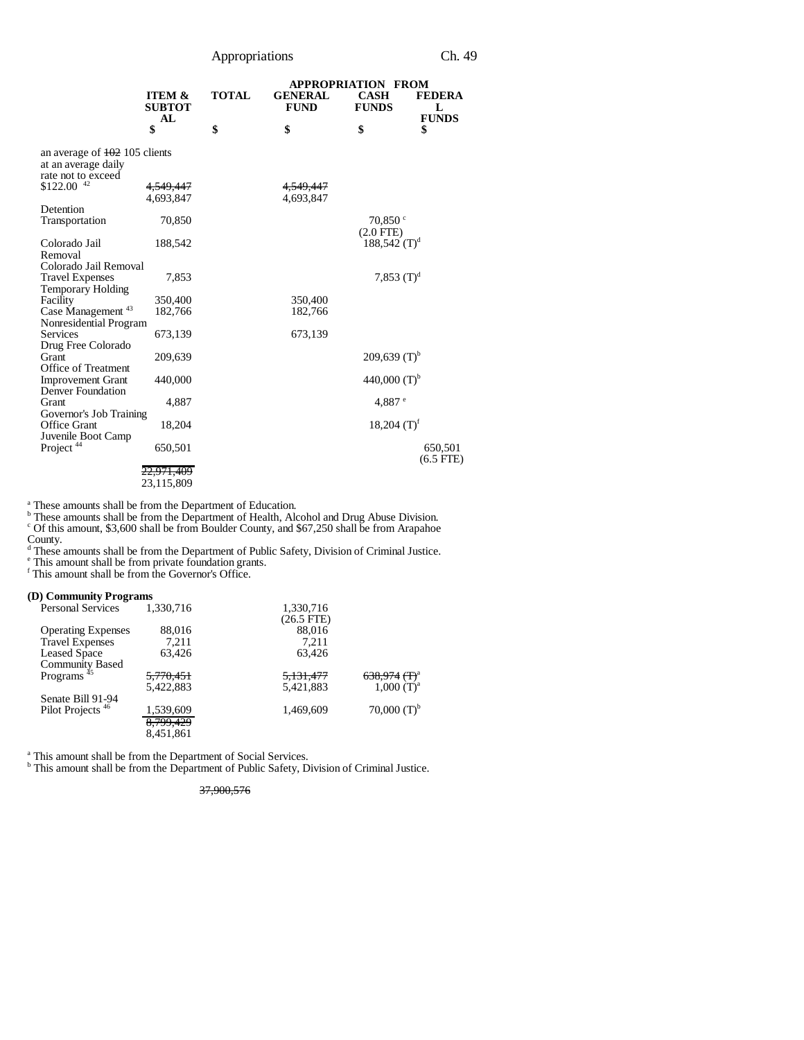| | ITEM & SUBTOTAL | TOTAL | GENERAL FUND | CASH FUNDS | FEDERAL FUNDS |
|---|---|---|---|---|---|
| | | | APPROPRIATION FROM | | |
| | $ | $ | $ | $ | $ |
| an average of ~~102~~ 105 clients at an average daily rate not to exceed $122.00 [42] | ~~4,549,447~~ 4,693,847 | | ~~4,549,447~~ 4,693,847 | | |
| Detention Transportation | 70,850 | | | 70,850 [c] (2.0 FTE) | |
| Colorado Jail Removal | 188,542 | | | 188,542 (T)[d] | |
| Colorado Jail Removal Travel Expenses | 7,853 | | | 7,853 (T)[d] | |
| Temporary Holding Facility | 350,400 | | 350,400 | | |
| Case Management [43] | 182,766 | | 182,766 | | |
| Nonresidential Program Services | 673,139 | | 673,139 | | |
| Drug Free Colorado Grant | 209,639 | | | 209,639 (T)[b] | |
| Office of Treatment Improvement Grant | 440,000 | | | 440,000 (T)[b] | |
| Denver Foundation Grant | 4,887 | | | 4,887 [e] | |
| Governor's Job Training Office Grant | 18,204 | | | 18,204 (T)[f] | |
| Juvenile Boot Camp Project [44] | 650,501 | | | | 650,501 (6.5 FTE) |
| | ~~22,971,409~~ 23,115,809 | | | | |

[a] These amounts shall be from the Department of Education.
[b] These amounts shall be from the Department of Health, Alcohol and Drug Abuse Division.
[c] Of this amount, $3,600 shall be from Boulder County, and $67,250 shall be from Arapahoe County.
[d] These amounts shall be from the Department of Public Safety, Division of Criminal Justice.
[e] This amount shall be from private foundation grants.
[f] This amount shall be from the Governor's Office.

**(D) Community Programs**

| | ITEM & SUBTOTAL | TOTAL | GENERAL FUND | CASH FUNDS | FEDERAL FUNDS |
|---|---|---|---|---|---|
| Personal Services | 1,330,716 | | 1,330,716 (26.5 FTE) | | |
| Operating Expenses | 88,016 | | 88,016 | | |
| Travel Expenses | 7,211 | | 7,211 | | |
| Leased Space | 63,426 | | 63,426 | | |
| Community Based Programs [45] | ~~5,770,451~~ 5,422,883 | | ~~5,131,477~~ 5,421,883 | ~~638,974 (T)~~[a] 1,000 (T)[a] | |
| Senate Bill 91-94 Pilot Projects [46] | 1,539,609 | | 1,469,609 | 70,000 (T)[b] | |
| | ~~8,799,429~~ 8,451,861 | | | | |

[a] This amount shall be from the Department of Social Services.
[b] This amount shall be from the Department of Public Safety, Division of Criminal Justice.

~~37,900,576~~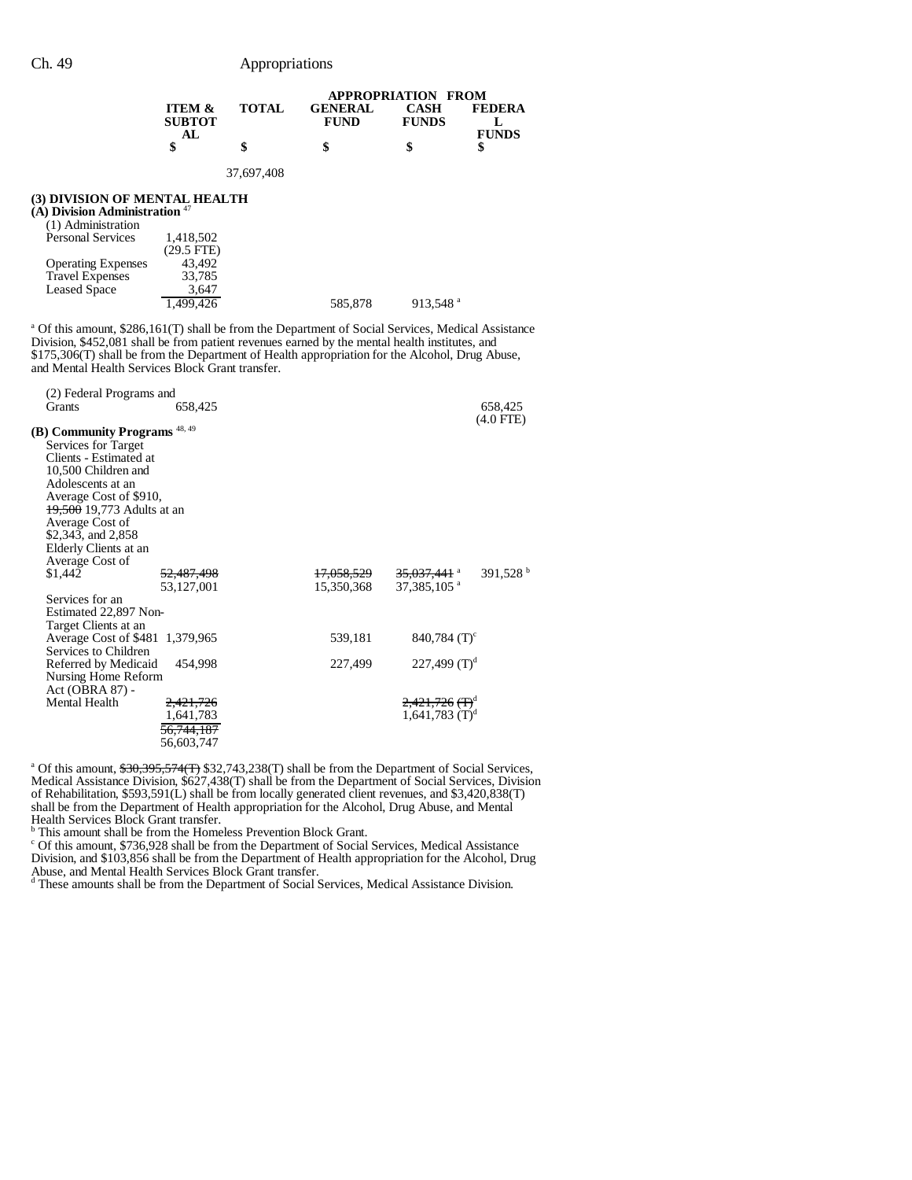| | ITEM & SUBTOTAL | TOTAL | APPROPRIATION FROM GENERAL FUND | CASH FUNDS | FEDERAL FUNDS |
|---|---|---|---|---|---|
| | $ | $ | $ | $ | $ |
| | | 37,697,408 | | | |

**(3) DIVISION OF MENTAL HEALTH**

**(A) Division Administration** [47]

| | ITEM & SUBTOTAL | TOTAL | GENERAL FUND | CASH FUNDS | FEDERAL FUNDS |
|---|---|---|---|---|---|
| (1) Administration | | | | | |
| Personal Services | 1,418,502 (29.5 FTE) | | | | |
| Operating Expenses | 43,492 | | | | |
| Travel Expenses | 33,785 | | | | |
| Leased Space | 3,647 | | | | |
| | 1,499,426 | | 585,878 | 913,548 [a] | |

[a] Of this amount, $286,161(T) shall be from the Department of Social Services, Medical Assistance Division, $452,081 shall be from patient revenues earned by the mental health institutes, and $175,306(T) shall be from the Department of Health appropriation for the Alcohol, Drug Abuse, and Mental Health Services Block Grant transfer.

| | ITEM & SUBTOTAL | TOTAL | GENERAL FUND | CASH FUNDS | FEDERAL FUNDS |
|---|---|---|---|---|---|
| (2) Federal Programs and Grants | 658,425 | | | | 658,425 (4.0 FTE) |

**(B) Community Programs** [48, 49]

| | ITEM & SUBTOTAL | TOTAL | GENERAL FUND | CASH FUNDS | FEDERAL FUNDS |
|---|---|---|---|---|---|
| Services for Target Clients - Estimated at 10,500 Children and Adolescents at an Average Cost of $910, ~~19,500~~ 19,773 Adults at an Average Cost of $2,343, and 2,858 Elderly Clients at an Average Cost of $1,442 | ~~52,487,498~~ 53,127,001 | | ~~17,058,529~~ 15,350,368 | ~~35,037,441~~ [a] 37,385,105 [a] | 391,528 [b] |
| Services for an Estimated 22,897 Non-Target Clients at an Average Cost of $481 | 1,379,965 | | 539,181 | 840,784 (T)[c] | |
| Services to Children Referred by Medicaid | 454,998 | | 227,499 | 227,499 (T)[d] | |
| Nursing Home Reform Act (OBRA 87) - Mental Health | ~~2,421,726~~ 1,641,783 | | | ~~2,421,726 (T)~~[d] 1,641,783 (T)[d] | |
| | ~~56,744,187~~ 56,603,747 | | | | |

[a] Of this amount, ~~$30,395,574(T)~~ $32,743,238(T) shall be from the Department of Social Services, Medical Assistance Division, $627,438(T) shall be from the Department of Social Services, Division of Rehabilitation, $593,591(L) shall be from locally generated client revenues, and $3,420,838(T) shall be from the Department of Health appropriation for the Alcohol, Drug Abuse, and Mental Health Services Block Grant transfer.

[b] This amount shall be from the Homeless Prevention Block Grant.

[c] Of this amount, $736,928 shall be from the Department of Social Services, Medical Assistance Division, and $103,856 shall be from the Department of Health appropriation for the Alcohol, Drug Abuse, and Mental Health Services Block Grant transfer.

[d] These amounts shall be from the Department of Social Services, Medical Assistance Division.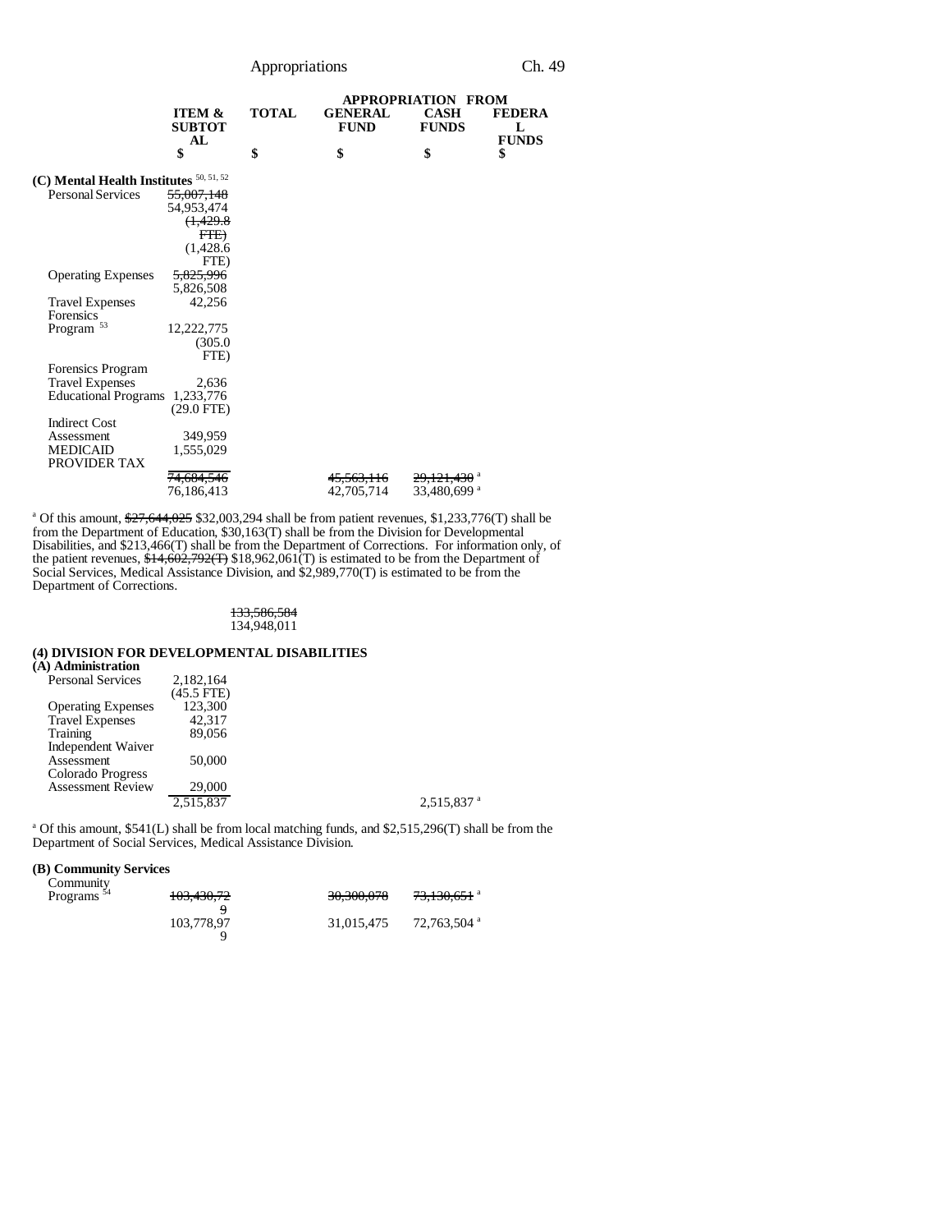| | ITEM & SUBTOTAL | TOTAL | APPROPRIATION FROM GENERAL FUND | CASH FUNDS | FEDERAL FUNDS |
|---|---|---|---|---|---|
| | $ | $ | $ | $ | $ |
| **(C) Mental Health Institutes** [50, 51, 52] | | | | | |
| Personal Services | ~~55,007,148~~ 54,953,474 ~~(1,429.8 FTE)~~ (1,428.6 FTE) | | | | |
| Operating Expenses | ~~5,825,996~~ 5,826,508 | | | | |
| Travel Expenses | 42,256 | | | | |
| Forensics Program [53] | 12,222,775 (305.0 FTE) | | | | |
| Forensics Program Travel Expenses | 2,636 | | | | |
| Educational Programs | 1,233,776 (29.0 FTE) | | | | |
| Indirect Cost Assessment | 349,959 | | | | |
| MEDICAID PROVIDER TAX | 1,555,029 | | | | |
| | ~~74,684,546~~ 76,186,413 | | ~~45,563,116~~ 42,705,714 | ~~29,121,430~~[a] 33,480,699[a] | |

[a] Of this amount, ~~$27,644,025~~ $32,003,294 shall be from patient revenues, $1,233,776(T) shall be from the Department of Education, $30,163(T) shall be from the Division for Developmental Disabilities, and $213,466(T) shall be from the Department of Corrections. For information only, of the patient revenues, ~~$14,602,792(T)~~ $18,962,061(T) is estimated to be from the Department of Social Services, Medical Assistance Division, and $2,989,770(T) is estimated to be from the Department of Corrections.

| | | TOTAL |
|---|---|---|
| | | ~~133,586,584~~ 134,948,011 |

**(4) DIVISION FOR DEVELOPMENTAL DISABILITIES**

| | ITEM & SUBTOTAL | TOTAL | GENERAL FUND | CASH FUNDS | FEDERAL FUNDS |
|---|---|---|---|---|---|
| **(A) Administration** | | | | | |
| Personal Services | 2,182,164 (45.5 FTE) | | | | |
| Operating Expenses | 123,300 | | | | |
| Travel Expenses | 42,317 | | | | |
| Training | 89,056 | | | | |
| Independent Waiver Assessment | 50,000 | | | | |
| Colorado Progress Assessment Review | 29,000 | | | | |
| | 2,515,837 | | | 2,515,837[a] | |

[a] Of this amount, $541(L) shall be from local matching funds, and $2,515,296(T) shall be from the Department of Social Services, Medical Assistance Division.

| | ITEM & SUBTOTAL | TOTAL | GENERAL FUND | CASH FUNDS | FEDERAL FUNDS |
|---|---|---|---|---|---|
| **(B) Community Services** | | | | | |
| Community Programs [54] | ~~103,430,729~~ 103,778,979 | | ~~30,300,078~~ 31,015,475 | ~~73,130,651~~[a] 72,763,504[a] | |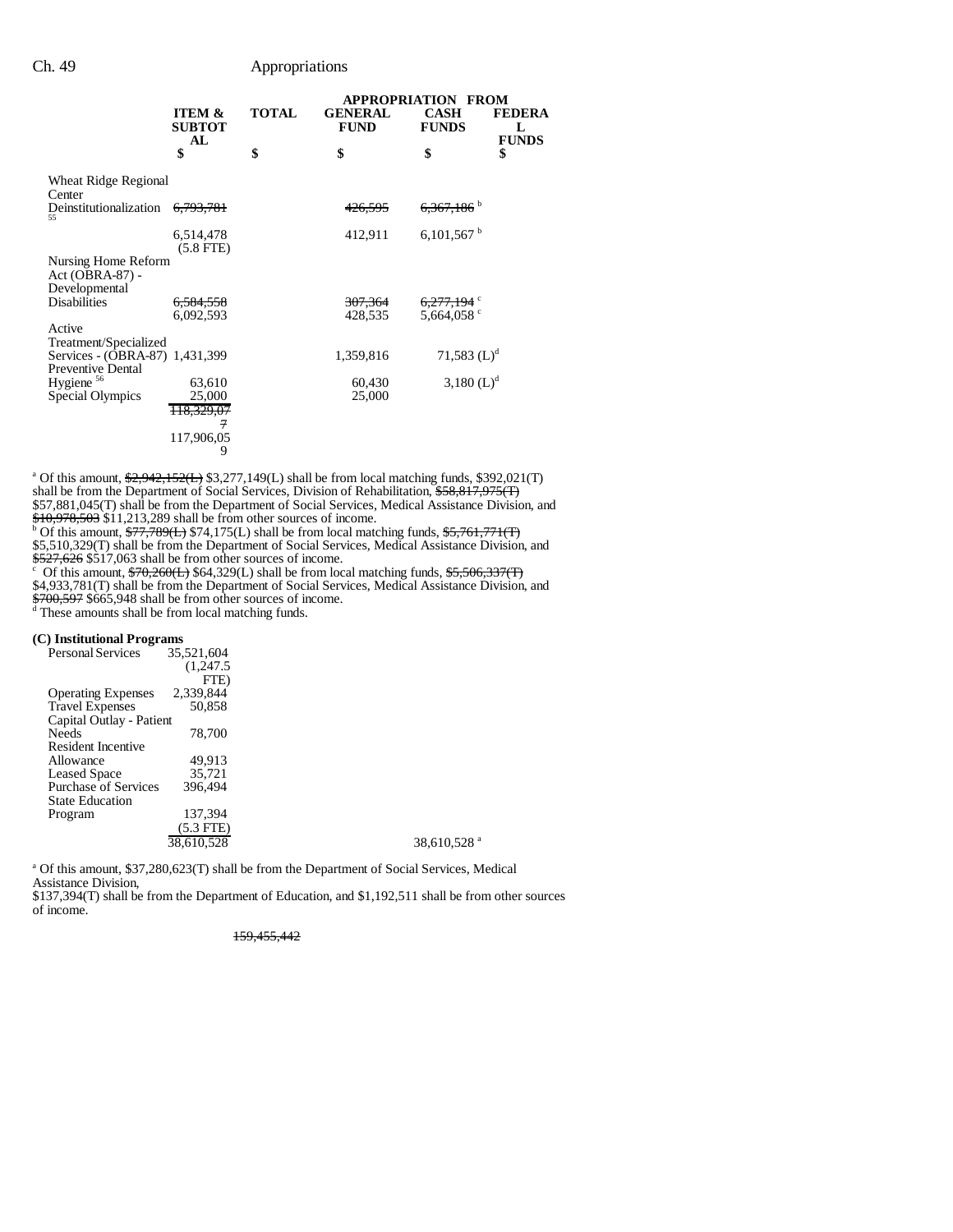| | ITEM & SUBTOTAL | TOTAL | APPROPRIATION FROM GENERAL FUND | CASH FUNDS | FEDERAL FUNDS |
|---|---|---|---|---|---|
| | $ | $ | $ | $ | $ |
| Wheat Ridge Regional Center | | | | | |
| Deinstitutionalization [55] | ~~6,793,781~~ | | ~~426,595~~ | ~~6,367,186~~ [b] | |
| | 6,514,478 (5.8 FTE) | | 412,911 | 6,101,567 [b] | |
| Nursing Home Reform Act (OBRA-87) - Developmental Disabilities | ~~6,584,558~~ 6,092,593 | | ~~307,364~~ 428,535 | ~~6,277,194~~ [c] 5,664,058 [c] | |
| Active Treatment/Specialized Services - (OBRA-87) | 1,431,399 | | 1,359,816 | 71,583 (L)[d] | |
| Preventive Dental Hygiene [56] | 63,610 | | 60,430 | 3,180 (L)[d] | |
| Special Olympics | 25,000 | | 25,000 | | |
| | ~~118,329,077~~ | | | | |
| | 117,906,059 | | | | |

[a] Of this amount, ~~$2,942,152(L)~~ $3,277,149(L) shall be from local matching funds, $392,021(T) shall be from the Department of Social Services, Division of Rehabilitation, ~~$58,817,975(T)~~ $57,881,045(T) shall be from the Department of Social Services, Medical Assistance Division, and ~~$10,978,503~~ $11,213,289 shall be from other sources of income.

[b] Of this amount, ~~$77,789(L)~~ $74,175(L) shall be from local matching funds, ~~$5,761,771(T)~~ $5,510,329(T) shall be from the Department of Social Services, Medical Assistance Division, and ~~$527,626~~ $517,063 shall be from other sources of income.

[c] Of this amount, ~~$70,260(L)~~ $64,329(L) shall be from local matching funds, ~~$5,506,337(T)~~ $4,933,781(T) shall be from the Department of Social Services, Medical Assistance Division, and ~~$700,597~~ $665,948 shall be from other sources of income.

[d] These amounts shall be from local matching funds.

**(C) Institutional Programs**

| | ITEM & SUBTOTAL | TOTAL | GENERAL FUND | CASH FUNDS | FEDERAL FUNDS |
|---|---|---|---|---|---|
| Personal Services | 35,521,604 (1,247.5 FTE) | | | | |
| Operating Expenses | 2,339,844 | | | | |
| Travel Expenses | 50,858 | | | | |
| Capital Outlay - Patient Needs | 78,700 | | | | |
| Resident Incentive Allowance | 49,913 | | | | |
| Leased Space | 35,721 | | | | |
| Purchase of Services | 396,494 | | | | |
| State Education Program | 137,394 (5.3 FTE) | | | | |
| | 38,610,528 | | | 38,610,528 [a] | |

[a] Of this amount, $37,280,623(T) shall be from the Department of Social Services, Medical Assistance Division,
$137,394(T) shall be from the Department of Education, and $1,192,511 shall be from other sources of income.

~~159,455,442~~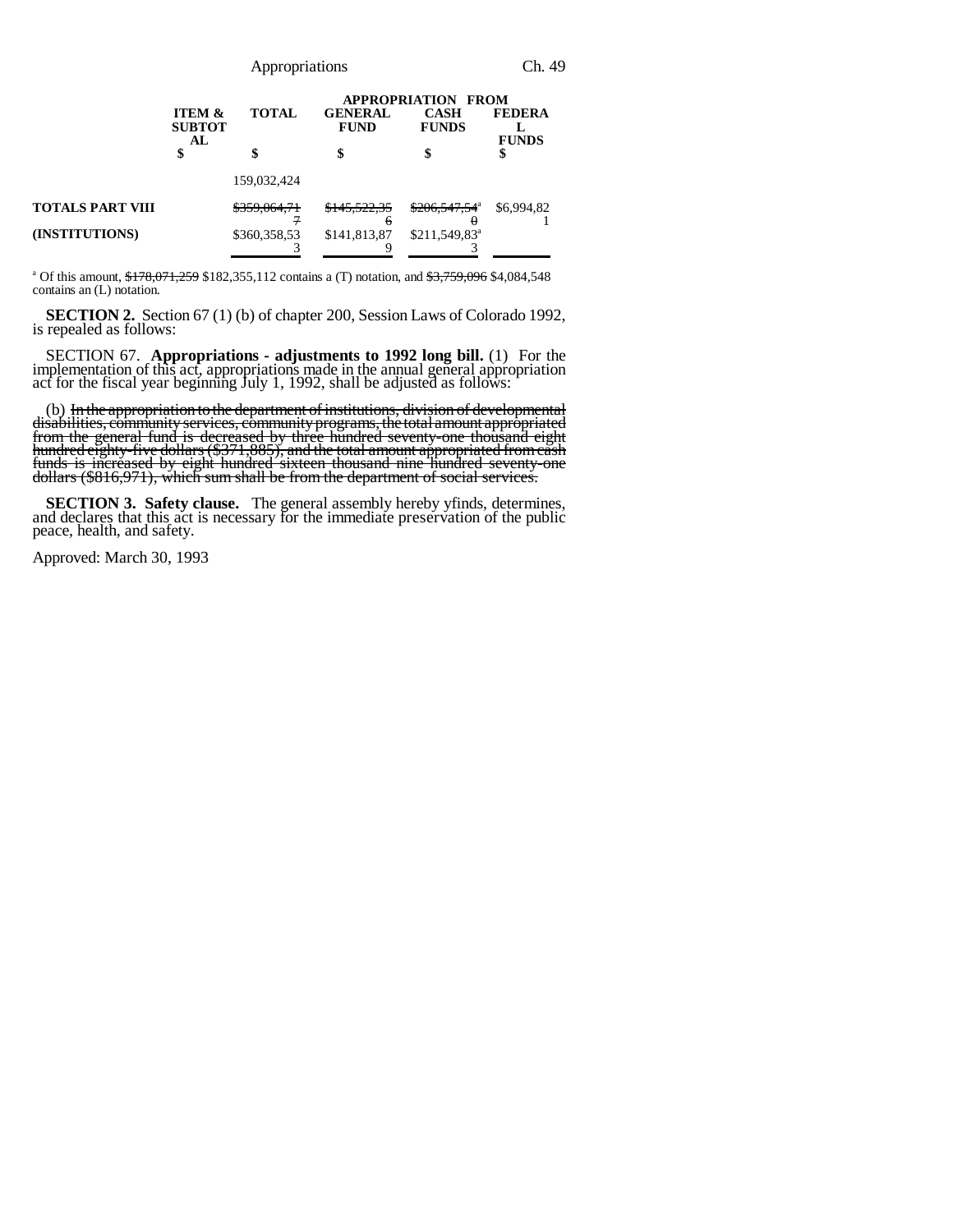| | ITEM & SUBTOTAL | TOTAL | GENERAL FUND | CASH FUNDS | FEDERAL FUNDS |
|---|---|---|---|---|---|
| | | | APPROPRIATION FROM | | |
| | $ | $ | $ | $ | $ |
| | | 159,032,424 | | | |
| TOTALS PART VIII | | ~~$359,064,717~~ | ~~$145,522,356~~ | ~~$206,547,540~~[a] | $6,994,821 |
| (INSTITUTIONS) | | $360,358,533 | $141,813,879 | $211,549,833[a] | |

[a] Of this amount, ~~$178,071,259~~ $182,355,112 contains a (T) notation, and ~~$3,759,096~~ $4,084,548 contains an (L) notation.

**SECTION 2.** Section 67 (1) (b) of chapter 200, Session Laws of Colorado 1992, is repealed as follows:

SECTION 67. **Appropriations - adjustments to 1992 long bill.** (1) For the implementation of this act, appropriations made in the annual general appropriation act for the fiscal year beginning July 1, 1992, shall be adjusted as follows:

(b) ~~In the appropriation to the department of institutions, division of developmental disabilities, community services, community programs, the total amount appropriated from the general fund is decreased by three hundred seventy-one thousand eight hundred eighty-five dollars ($371,885), and the total amount appropriated from cash funds is increased by eight hundred sixteen thousand nine hundred seventy-one dollars ($816,971), which sum shall be from the department of social services.~~

**SECTION 3. Safety clause.** The general assembly hereby yfinds, determines, and declares that this act is necessary for the immediate preservation of the public peace, health, and safety.

Approved: March 30, 1993